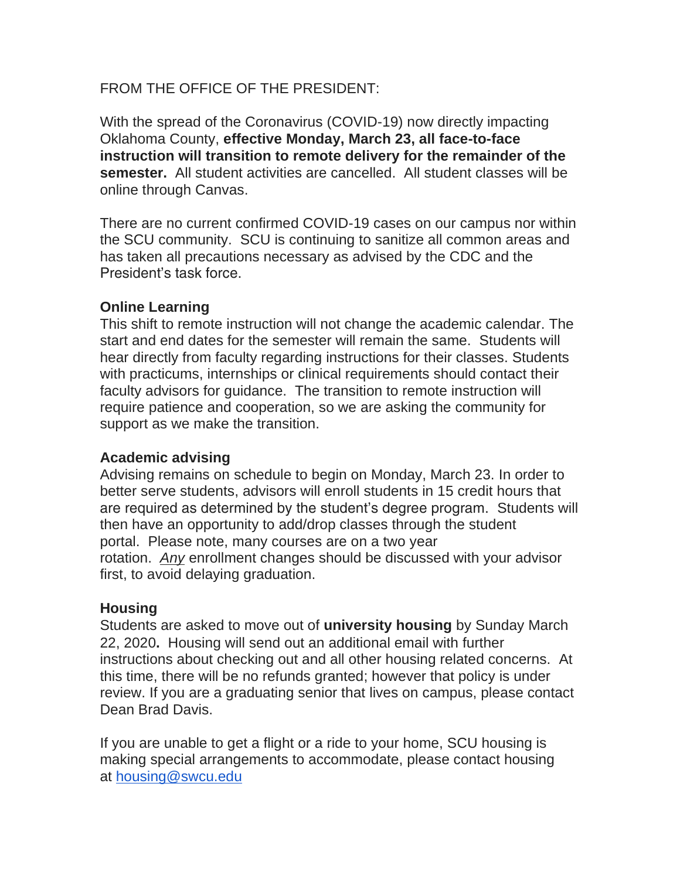FROM THE OFFICE OF THE PRESIDENT:

With the spread of the Coronavirus (COVID-19) now directly impacting Oklahoma County, **effective Monday, March 23, all face-to-face instruction will transition to remote delivery for the remainder of the semester.** All student activities are cancelled. All student classes will be online through Canvas.

There are no current confirmed COVID-19 cases on our campus nor within the SCU community. SCU is continuing to sanitize all common areas and has taken all precautions necessary as advised by the CDC and the President's task force.

**Online Learning**

This shift to remote instruction will not change the academic calendar. The start and end dates for the semester will remain the same. Students will hear directly from faculty regarding instructions for their classes. Students with practicums, internships or clinical requirements should contact their faculty advisors for guidance. The transition to remote instruction will require patience and cooperation, so we are asking the community for support as we make the transition.

**Academic advising**

Advising remains on schedule to begin on Monday, March 23. In order to better serve students, advisors will enroll students in 15 credit hours that are required as determined by the student's degree program. Students will then have an opportunity to add/drop classes through the student portal. Please note, many courses are on a two year rotation. *Any* enrollment changes should be discussed with your advisor first, to avoid delaying graduation.

**Housing**

Students are asked to move out of **university housing** by Sunday March 22, 2020**.** Housing will send out an additional email with further instructions about checking out and all other housing related concerns. At this time, there will be no refunds granted; however that policy is under review. If you are a graduating senior that lives on campus, please contact Dean Brad Davis.

If you are unable to get a flight or a ride to your home, SCU housing is making special arrangements to accommodate, please contact housing at housing@swcu.edu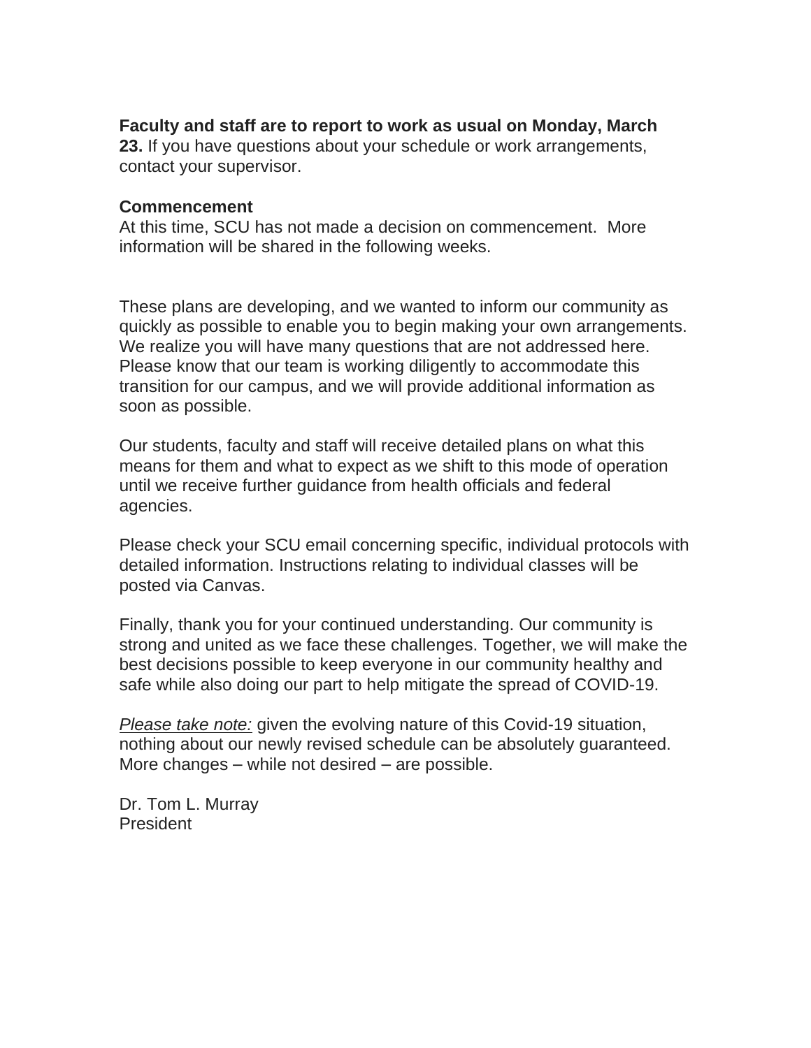**Faculty and staff are to report to work as usual on Monday, March 23.** If you have questions about your schedule or work arrangements, contact your supervisor.

**Commencement**
At this time, SCU has not made a decision on commencement. More information will be shared in the following weeks.

These plans are developing, and we wanted to inform our community as quickly as possible to enable you to begin making your own arrangements. We realize you will have many questions that are not addressed here. Please know that our team is working diligently to accommodate this transition for our campus, and we will provide additional information as soon as possible.

Our students, faculty and staff will receive detailed plans on what this means for them and what to expect as we shift to this mode of operation until we receive further guidance from health officials and federal agencies.

Please check your SCU email concerning specific, individual protocols with detailed information. Instructions relating to individual classes will be posted via Canvas.

Finally, thank you for your continued understanding. Our community is strong and united as we face these challenges. Together, we will make the best decisions possible to keep everyone in our community healthy and safe while also doing our part to help mitigate the spread of COVID-19.

*Please take note:* given the evolving nature of this Covid-19 situation, nothing about our newly revised schedule can be absolutely guaranteed. More changes – while not desired – are possible.

Dr. Tom L. Murray
President